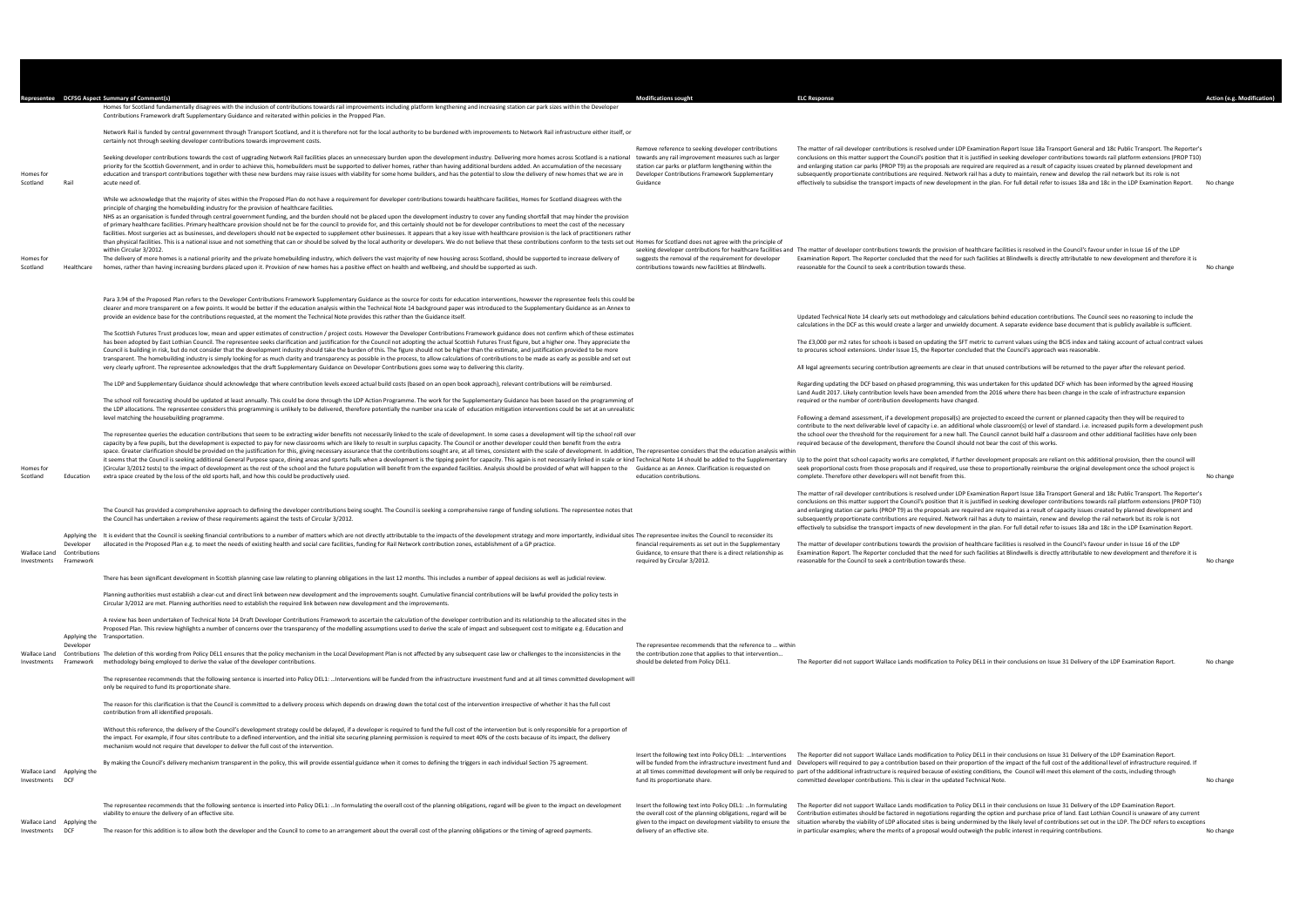| Representee | DCFSG Aspect | Summary of Comment(s) | Modifications sought | ELC Response | Action (e.g. Modification) |
|---|---|---|---|---|---|
| Homes for Scotland | Rail | Homes for Scotland fundamentally disagrees with the inclusion of contributions towards rail improvements including platform lengthening and increasing station car park sizes within the Developer Contributions Framework draft Supplementary Guidance and reiterated within policies in the Propped Plan.<br><br>Network Rail is funded by central government through Transport Scotland, and it is therefore not for the local authority to be burdened with improvements to Network Rail infrastructure either itself, or certainly not through seeking developer contributions towards improvement costs.<br><br>Seeking developer contributions towards the cost of upgrading Network Rail facilities places an unnecessary burden upon the development industry. Delivering more homes across Scotland is a national priority for the Scottish Government, and in order to achieve this, homebuilders must be supported to deliver homes, rather than having additional burdens added. An accumulation of the necessary education and transport contributions together with these new burdens may raise issues with viability for some home builders, and has the potential to slow the delivery of new homes that we are in acute need of. | Remove reference to seeking developer contributions towards any rail improvement measures such as larger station car parks or platform lengthening within the Developer Contributions Framework Supplementary Guidance | The matter of rail developer contributions is resolved under LDP Examination Report Issue 18a Transport General and 18c Public Transport. The Reporter's conclusions on this matter support the Council's position that it is justified in seeking developer contributions towards rail platform extensions (PROP T10) and enlarging station car parks (PROP T9) as the proposals are required are required as a result of capacity issues created by planned development and subsequently proportionate contributions are required. Network rail has a duty to maintain, renew and develop the rail network but its role is not effectively to subsidise the transport impacts of new development in the plan. For full detail refer to issues 18a and 18c in the LDP Examination Report. | No change |
| Homes for Scotland | Healthcare | While we acknowledge that the majority of sites within the Proposed Plan do not have a requirement for developer contributions towards healthcare facilities, Homes for Scotland disagrees with the principle of charging the homebuilding industry for the provision of healthcare facilities.<br>NHS as an organisation is funded through central government funding, and the burden should not be placed upon the development industry to cover any funding shortfall that may hinder the provision of primary healthcare facilities. Primary healthcare provision should not be for the council to provide for, and this certainly should not be for developer contributions to meet the cost of the necessary facilities. Most surgeries act as businesses, and developers should not be expected to supplement other businesses. It appears that a key issue with healthcare provision is the lack of practitioners rather than physical facilities. This is a national issue and not something that can or should be solved by the local authority or developers. We do not believe that these contributions conform to the tests set out within Circular 3/2012.<br>The delivery of more homes is a national priority and the private homebuilding industry, which delivers the vast majority of new housing across Scotland, should be supported to increase delivery of homes, rather than having increasing burdens placed upon it. Provision of new homes has a positive effect on health and wellbeing, and should be supported as such. | Homes for Scotland does not agree with the principle of seeking developer contributions for healthcare facilities and suggests the removal of the requirement for developer contributions towards new facilities at Blindwells. | The matter of developer contributions towards the provision of healthcare facilities is resolved in the Council's favour under in Issue 16 of the LDP Examination Report. The Reporter concluded that the need for such facilities at Blindwells is directly attributable to new development and therefore it is reasonable for the Council to seek a contribution towards these. | No change |
| Homes for Scotland | Education | Para 3.94 of the Proposed Plan refers to the Developer Contributions Framework Supplementary Guidance as the source for costs for education interventions, however the representee feels this could be clearer and more transparent on a few points. It would be better if the education analysis within the Technical Note 14 background paper was introduced to the Supplementary Guidance as an Annex to provide an evidence base for the contributions requested, at the moment the Technical Note provides this rather than the Guidance itself.<br><br>The Scottish Futures Trust produces low, mean and upper estimates of construction / project costs. However the Developer Contributions Framework guidance does not confirm which of these estimates has been adopted by East Lothian Council. The representee seeks clarification and justification for the Council not adopting the actual Scottish Futures Trust figure, but a higher one. They appreciate the Council is building in risk, but do not consider that the development industry should take the burden of this. The figure should not be higher than the estimate, and justification provided to be more transparent. The homebuilding industry is simply looking for as much clarity and transparency as possible in the process, to allow calculations of contributions to be made as early as possible and set out very clearly upfront. The representee acknowledges that the draft Supplementary Guidance on Developer Contributions goes some way to delivering this clarity.<br><br>The LDP and Supplementary Guidance should acknowledge that where contribution levels exceed actual build costs (based on an open book approach), relevant contributions will be reimbursed.<br><br>The school roll forecasting should be updated at least annually. This could be done through the LDP Action Programme. The work for the Supplementary Guidance has been based on the programming of the LDP allocations. The representee considers this programming is unlikely to be delivered, therefore potentially the number sna scale of education mitigation interventions could be set at an unrealistic level matching the housebuilding programme.<br><br>The representee queries the education contributions that seem to be extracting wider benefits not necessarily linked to the scale of development. In some cases a development will tip the school roll over capacity by a few pupils, but the development is expected to pay for new classrooms which are likely to result in surplus capacity. The Council or another developer could then benefit from the extra space. Greater clarification should be provided on the justification for this, giving necessary assurance that the contributions sought are, at all times, consistent with the scale of development. In addition, it seems that the Council is seeking additional General Purpose space, dining areas and sports halls when a development is the tipping point for capacity. This again is not necessarily linked in scale or kind (Circular 3/2012 tests) to the impact of development as the rest of the school and the future population will benefit from the expanded facilities. Analysis should be provided of what will happen to the extra space created by the loss of the old sports hall, and how this could be productively used. | The representee considers that the education analysis within Technical Note 14 should be added to the Supplementary Guidance as an Annex. Clarification is requested on education contributions. | Updated Technical Note 14 clearly sets out methodology and calculations behind education contributions. The Council sees no reasoning to include the calculations in the DCF as this would create a larger and unwieldy document. A separate evidence base document that is publicly available is sufficient.<br><br>The £3,000 per m2 rates for schools is based on updating the SFT metric to current values using the BCIS index and taking account of actual contract values to procures school extensions. Under Issue 15, the Reporter concluded that the Council's approach was reasonable.<br><br>All legal agreements securing contribution agreements are clear in that unused contributions will be returned to the payer after the relevant period.<br><br>Regarding updating the DCF based on phased programming, this was undertaken for this updated DCF which has been informed by the agreed Housing Land Audit 2017. Likely contribution levels have been amended from the 2016 where there has been change in the scale of infrastructure expansion required or the number of contribution developments have changed.<br><br>Following a demand assessment, if a development proposal(s) are projected to exceed the current or planned capacity then they will be required to contribute to the next deliverable level of capacity i.e. an additional whole classroom(s) or level of standard. i.e. increased pupils form a development push the school over the threshold for the requirement for a new hall. The Council cannot build half a classroom and other additional facilities have only been required because of the development, therefore the Council should not bear the cost of this works.<br><br>Up to the point that school capacity works are completed, if further development proposals are reliant on this additional provision, then the council will seek proportional costs from those proposals and if required, use these to proportionally reimburse the original development once the school project is complete. Therefore other developers will not benefit from this. | No change |
| Wallace Land Investments | Applying the Developer Contributions Framework | The Council has provided a comprehensive approach to defining the developer contributions being sought. The Council is seeking a comprehensive range of funding solutions. The representee notes that the Council has undertaken a review of these requirements against the tests of Circular 3/2012.<br><br>It is evident that the Council is seeking financial contributions to a number of matters which are not directly attributable to the impacts of the development strategy and more importantly, individual sites allocated in the Proposed Plan e.g. to meet the needs of existing health and social care facilities, funding for Rail Network contribution zones, establishment of a GP practice. | The representee invites the Council to reconsider its financial requirements as set out in the Supplementary Guidance, to ensure that there is a direct relationship as required by Circular 3/2012. | The matter of rail developer contributions is resolved under LDP Examination Report Issue 18a Transport General and 18c Public Transport. The Reporter's conclusions on this matter support the Council's position that it is justified in seeking developer contributions towards rail platform extensions (PROP T10) and enlarging station car parks (PROP T9) as the proposals are required are required as a result of capacity issues created by planned development and subsequently proportionate contributions are required. Network rail has a duty to maintain, renew and develop the rail network but its role is not effectively to subsidise the transport impacts of new development in the plan. For full detail refer to issues 18a and 18c in the LDP Examination Report.<br><br>The matter of developer contributions towards the provision of healthcare facilities is resolved in the Council's favour under in Issue 16 of the LDP Examination Report. The Reporter concluded that the need for such facilities at Blindwells is directly attributable to new development and therefore it is reasonable for the Council to seek a contribution towards these. | No change |
| Wallace Land Investments | Applying the Developer Contributions Framework | There has been significant development in Scottish planning case law relating to planning obligations in the last 12 months. This includes a number of appeal decisions as well as judicial review.<br><br>Planning authorities must establish a clear-cut and direct link between new development and the improvements sought. Cumulative financial contributions will be lawful provided the policy tests in Circular 3/2012 are met. Planning authorities need to establish the required link between new development and the improvements.<br><br>A review has been undertaken of Technical Note 14 Draft Developer Contributions Framework to ascertain the calculation of the developer contribution and its relationship to the allocated sites in the Proposed Plan. This review highlights a number of concerns over the transparency of the modelling assumptions used to derive the scale of impact and subsequent cost to mitigate e.g. Education and Transportation.<br><br>The deletion of this wording from Policy DEL1 ensures that the policy mechanism in the Local Development Plan is not affected by any subsequent case law or challenges to the inconsistencies in the methodology being employed to derive the value of the developer contributions. | The representee recommends that the reference to ... within the contribution zone that applies to that intervention... should be deleted from Policy DEL1. | The Reporter did not support Wallace Lands modification to Policy DEL1 in their conclusions on Issue 31 Delivery of the LDP Examination Report. | No change |
| Wallace Land Investments | Applying the DCF | The representee recommends that the following sentence is inserted into Policy DEL1: ...Interventions will be funded from the infrastructure investment fund and at all times committed development will only be required to fund its proportionate share.<br><br>The reason for this clarification is that the Council is committed to a delivery process which depends on drawing down the total cost of the intervention irrespective of whether it has the full cost contribution from all identified proposals.<br><br>Without this reference, the delivery of the Council's development strategy could be delayed, if a developer is required to fund the full cost of the intervention but is only responsible for a proportion of the impact. For example, if four sites contribute to a defined intervention, and the initial site securing planning permission is required to meet 40% of the costs because of its impact, the delivery mechanism would not require that developer to deliver the full cost of the intervention.<br><br>By making the Council's delivery mechanism transparent in the policy, this will provide essential guidance when it comes to defining the triggers in each individual Section 75 agreement. | Insert the following text into Policy DEL1: ...Interventions will be funded from the infrastructure investment fund and at all times committed development will only be required to fund its proportionate share. | The Reporter did not support Wallace Lands modification to Policy DEL1 in their conclusions on Issue 31 Delivery of the LDP Examination Report. Developers will required to pay a contribution based on their proportion of the impact of the full cost of the additional level of infrastructure required. If part of the additional infrastructure is required because of existing conditions, the Council will meet this element of the costs, including through committed developer contributions. This is clear in the updated Technical Note. | No change |
| Wallace Land Investments | Applying the DCF | The representee recommends that the following sentence is inserted into Policy DEL1: ...In formulating the overall cost of the planning obligations, regard will be given to the impact on development viability to ensure the delivery of an effective site.<br><br>The reason for this addition is to allow both the developer and the Council to come to an arrangement about the overall cost of the planning obligations or the timing of agreed payments. | Insert the following text into Policy DEL1: ...In formulating the overall cost of the planning obligations, regard will be given to the impact on development viability to ensure the delivery of an effective site. | The Reporter did not support Wallace Lands modification to Policy DEL1 in their conclusions on Issue 31 Delivery of the LDP Examination Report. Contribution estimates should be factored in negotiations regarding the option and purchase price of land. East Lothian Council is unaware of any current situation whereby the viability of LDP allocated sites is being undermined by the likely level of contributions set out in the LDP. The DCF refers to exceptions in particular examples; where the merits of a proposal would outweigh the public interest in requiring contributions. | No change |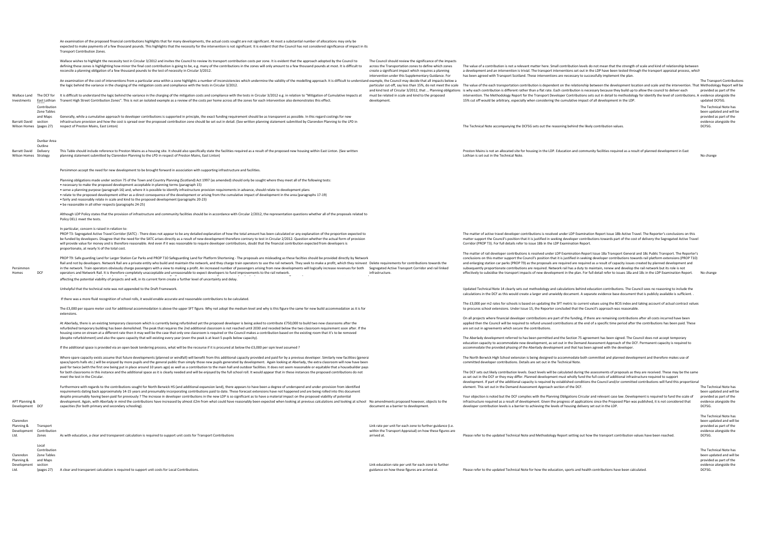| | | | | | |
|---|---|---|---|---|---|
| | | An examination of the proposed financial contributions highlights that for many developments, the actual costs sought are not significant. At most a substantial number of allocations may only be expected to make payments of a few thousand pounds. This highlights that the necessity for the intervention is not significant. It is evident that the Council has not considered significance of impact in its Transport Contribution Zones.<br><br>Wallace wishes to highlight the necessity test in Circular 3/2012 and invites the Council to review its transport contribution costs per zone. It is evident that the approach adopted by the Council to defining these zones is highlighting how minor the final cost contribution is going to be, e.g. many of the contributions in the zones will only amount to a few thousand pounds at most. It is difficult to reconcile a planning obligation of a few thousand pounds to the test of necessity in Circular 3/2012.<br><br>An examination of the cost of interventions from a particular area within a zone highlights a number of inconsistencies which undermine the validity of the modelling approach. It is difficult to understand the logic behind the variance in the charging of the mitigation costs and compliance with the tests in Circular 3/2012. | The Council should review the significance of the impacts across the Transportation zones to define which zones create a significant impact which requires a planning intervention under this Supplementary Guidance. For example, the Council may decide that all impacts below a particular cut-off, say less than 15%, do not meet the scale and kind test of Circular 3/2012, that ... Planning obligations must be related in scale and kind to the proposed development. | The value of a contribution is not a relevant matter here. Small contribution levels do not mean that the strength of scale and kind of relationship between a development and an intervention is trivial. The transport interventions set out in the LDP have been tested through the transport appraisal process, which has been agreed with Transport Scotland. These interventions are necessary to successfully implement the plan.<br><br>The value of the each transportation contribution is dependent on the relationship between the development location and scale and the intervention. That is why each contribution is different rather than a flat rate. Each contribution is necessary because they build up to allow the council to deliver each intervention. The Methodology Report for the Transport Developer Contributions sets out in detail to methodology for identify the level of contributions. A 15% cut off would be arbitrary, especially when considering the cumulative impact of all development in the LDP. | The Transport Contributions Methodology Report will be provided as part of the evidence alongside the updated DCFSG. |
| Wallace Land Investments | The DCF for East Lothian | It is difficult to understand the logic behind the variance in the charging of the mitigation costs and compliance with the tests in Circular 3/2012 e.g. in relation to "Mitigation of Cumulative Impacts at Tranent High Street Contribution Zones". This is not an isolated example as a review of the costs per home across all the zones for each intervention also demonstrates this effect. | | | |
| Barratt David Wilson Homes | Contribution Zone Tables and Maps section (pages 27) | Generally, while a cumulative approach to developer contributions is supported in principle, the exact funding requirement should be as transparent as possible. In this regard costings for new infrastructure provision and how the cost is spread over the proposed contribution zone should be set out in detail. (See written planning statement submitted by Clarendon Planning to the LPD in respect of Preston Mains, East Linton) | | The Technical Note accompanying the DCFSG sets out the reasoning behind the likely contribution values. | The Technical Note has been updated and will be provided as part of the evidence alongside the DCFSG. |
| Barratt David Wilson Homes | Dunbar Area Outline Delivery Strategy | This Table should include reference to Preston Mains as a housing site. It should also specifically state the facilities required as a result of the proposed new housing within East Linton. (See written planning statement submitted by Clarendon Planning to the LPD in respect of Preston Mains, East Linton) | | Preston Mains is not an allocated site for housing in the LDP. Education and community facilities required as a result of planned development in East Lothian is set out in the Technical Note. | No change |
| Persimmon Homes | DCF | Persimmon accept the need for new development to be brought forward in association with supporting infrastructure and facilities.<br><br>Planning obligations made under section 75 of the Town and Country Planning (Scotland) Act 1997 (as amended) should only be sought where they meet all of the following tests:<br>• necessary to make the proposed development acceptable in planning terms (paragraph 15)<br>• serve a planning purpose (paragraph 16) and, where it is possible to identify infrastructure provision requirements in advance, should relate to development plans<br>• relate to the proposed development either as a direct consequence of the development or arising from the cumulative impact of development in the area (paragraphs 17-19)<br>• fairly and reasonably relate in scale and kind to the proposed development (paragraphs 20-23)<br>• be reasonable in all other respects (paragraphs 24-25)<br><br>Although LDP Policy states that the provision of infrastructure and community facilities should be in accordance with Circular 2/2012, the representation questions whether all of the proposals related to Policy DEL1 meet the tests.<br><br>In particular, concern is raised in relation to:<br>PROP T3: Segregated Active Travel Corridor (SATC) - There does not appear to be any detailed explanation of how the total amount has been calculated or any explanation of the proportion expected to be funded by developers. Disagree that the need for the SATC arises directly as a result of new development therefore contrary to test in Circular 2/2012. Question whether the actual form of provision will provide value for money and is therefore reasonable. And even if it was reasonable to require developer contributions, doubt that the financial contribution expected from developers is proportionate, at nearly ¾ of the total cost.<br><br>PROP T9: Safe guarding Land for Larger Station Car Parks and PROP T10 Safeguarding Land for Platform Shortening - The proposals are misleading as these facilties should be provided directly by Network Rail and not by developers. Network Rail are a private entity who build and maintain the network, and they charge train operators to use the rail network. They seek to make a profit, which they reinvest in the network. Train operators obviously charge passengers with a view to making a profit. An increased number of passengers arising from new developments will logically increase revenues for both operators and Network Rail. It is therefore completely unacceptable and unreasonable to expect developers to fund improvements to the rail network.<br>affecting the potential viability of projects and will, in its current form create a further level of uncertainty and delay. | Delete requirements for contributions towards the Segregated Active Transport Corridor and rail linked infrastructure. | The matter of active travel developer contributions is resolved under LDP Examination Report Issue 18b Active Travel. The Reporter's conclusions on this matter support the Council's position that it is justified in seeking developer contributions towards part of the cost of delivery the Segregated Active Travel Corridor (PROP T3). For full details refer to issue 18b in the LDP Examination Report.<br><br>The matter of rail developer contributions is resolved under LDP Examination Report Issue 18a Transport General and 18c Public Transport. The Reporter's conclusions on this matter support the Council's position that it is justified in seeking developer contributions towards rail platform extensions (PROP T10) and enlarging station car parks (PROP T9) as the proposals are required are required as a result of capacity issues created by planned development and subsequently proportionate contributions are required. Network rail has a duty to maintain, renew and develop the rail network but its role is not effectively to subsidise the transport impacts of new development in the plan. For full detail refer to issues 18a and 18c in the LDP Examination Report. | No change |
| APT Planning & Development | DCF | Unhelpful that the technical note was not appended to the Draft Framework.<br><br>If there was a more fluid recognition of school rolls, it would enable accurate and reasonable contributions to be calculated.<br><br>The £3,000 per square meter cost for additional accommodation is above the upper SFT figure. Why not adopt the medium level and why is this figure the same for new build accommodation as it is for extensions.<br><br>At Aberlady, there is an existing temporary classroom which is currently being refurbished yet the proposed developer is being asked to contribute £750,000 to build two new classrooms after the refurbished temporary building has been demolished. The peak that requires the 2nd additional classroom is not reached until 2030 and receded below the two classroom requirement soon after. If the housing come on stream at a different rate then it may well be the case that only one classroom is required or the Council makes a contribution based on the existing room that it's to be removed (despite refurbishment) and also the spare capacity that will existing every year (even the peak is at least 5 pupils below capacity).<br><br>If the additional space is provided via an open book tendering process, what will be the recourse if it is procured at below the £3,000 per sqm level assumed ?<br><br>Where spare capacity exists assume that future developments (planned or windfall) will benefit from this additional capacity provided and paid for by a previous developer. Similarly new facilities (general space/sports halls etc.) will be enjoyed by more pupils and the general public than simply those new pupils generated by development. Again looking at Aberlady, the extra classroom will now have been paid for twice (with the first one being put in place around 10 years ago) as well as a contribution to the main hall and outdoor facilities. It does not seem reasonable or equitable that a housebuilder pays for both classrooms in this instance and the additional space as it is clearly needed and will be enjoyed by the full school roll. It would appear that in these instances the proposed contributions do not meet the test in the Circular.<br><br>Furthermore with regards to the contributions sought for North Berwick HS (and additional expansion land), there appears to have been a degree of underspend and under-provision from identified requirements dating back approximately 14-15 years and presumably incorporating contributions paid to date. These forecast extensions have not happened and are being rolled into this document despite presumably having been paid for previously ? The increase in developer contributions in the new LDP is so significant as to have a material impact on the proposed viability of potential development. Again, with Aberlady in mind the contributions have increased by almost £2m from what could have reasonably been expected when looking at previous calculations and looking at school capacities (for both primary and secondary schooling). | No amendments proposed however, objects to the document as a barrier to development. | Updated Technical Note 14 clearly sets out methodology and calculations behind education contributions. The Council sees no reasoning to include the calculations in the DCF as this would create a larger and unwieldy document. A separate evidence base document that is publicly available is sufficient. .<br><br>The £3,000 per m2 rates for schools is based on updating the SFT metric to current values using the BCIS index and taking account of actual contract values to procures school extensions. Under Issue 15, the Reporter concluded that the Council's approach was reasonable.<br><br>On all projects where financial developer contributions are part of the funding, if there are remaining contributions after all costs incurred have been applied then the Council will be required to refund unused contributions at the end of a specific time period after the contributions has been paid. These are set out in agreements which secure the contributions.<br><br>The Aberlady development referred to has been permitted and the Section 75 agreement has been signed. The Council does not accept temporary education capacity to accommodate new development, as set out in the Demand Assessment Approach of the DCF. Permanent capacity is required to accommodate the provided phasing of the Aberlady development and that has been agreed with the developer.<br><br>The North Berwick High School extension is being designed to accommodate both committed and planned development and therefore makes use of committed developer contributions. Details are set out in the Technical Note.<br><br>The DCF sets out likely contribution levels. Exact levels will be calculated during the assessments of proposals as they are received. These may be the same as set out in the DCF or they may differ. Planned development must wholly fund the full costs of additional infrastructure required to support development. If part of the additional capacity is required by established conditions the Council and/or committed contributions will fund this proportional element. This set out in the Demand Assessment Approach section of the DCF.<br><br>Your objection is noted but the DCF complies with the Planning Obligations Circular and relevant case law. Development is required to fund the scale of infrastructure required as a result of development. Given the progress of applications since the Proposed Plan was published, it is not considered that developer contribution levels is a barrier to achieving the levels of housing delivery set out in the LDP. | The Technical Note has been updated and will be provided as part of the evidence alongside the DCFSG. |
| Clarendon Planning & Development Ltd. | Transport Contribution Zones | As with education, a clear and transparent calculation is required to support unit costs for Transport Contributions | Link rate per unit for each zone to further guidance (i.e. within the Transport Appraisal) on how these figures are arrived at. | Please refer to the updated Technical Note and Methodology Report setting out how the transport contribution values have been reached. | The Technical Note has been updated and will be provided as part of the evidence alongside the DCFSG. |
| Clarendon Planning & Development Ltd. | Local Contribution Zone Tables and Maps section (pages 27) | A clear and transparent calculation is required to support unit costs for Local Contributions. | Link education rate per unit for each zone to further guidance on how these figures are arrived at. | Please refer to the updated Technical Note for how the education, sports and health contributions have been calculated. | The Technical Note has been updated and will be provided as part of the evidence alongside the DCFSG. |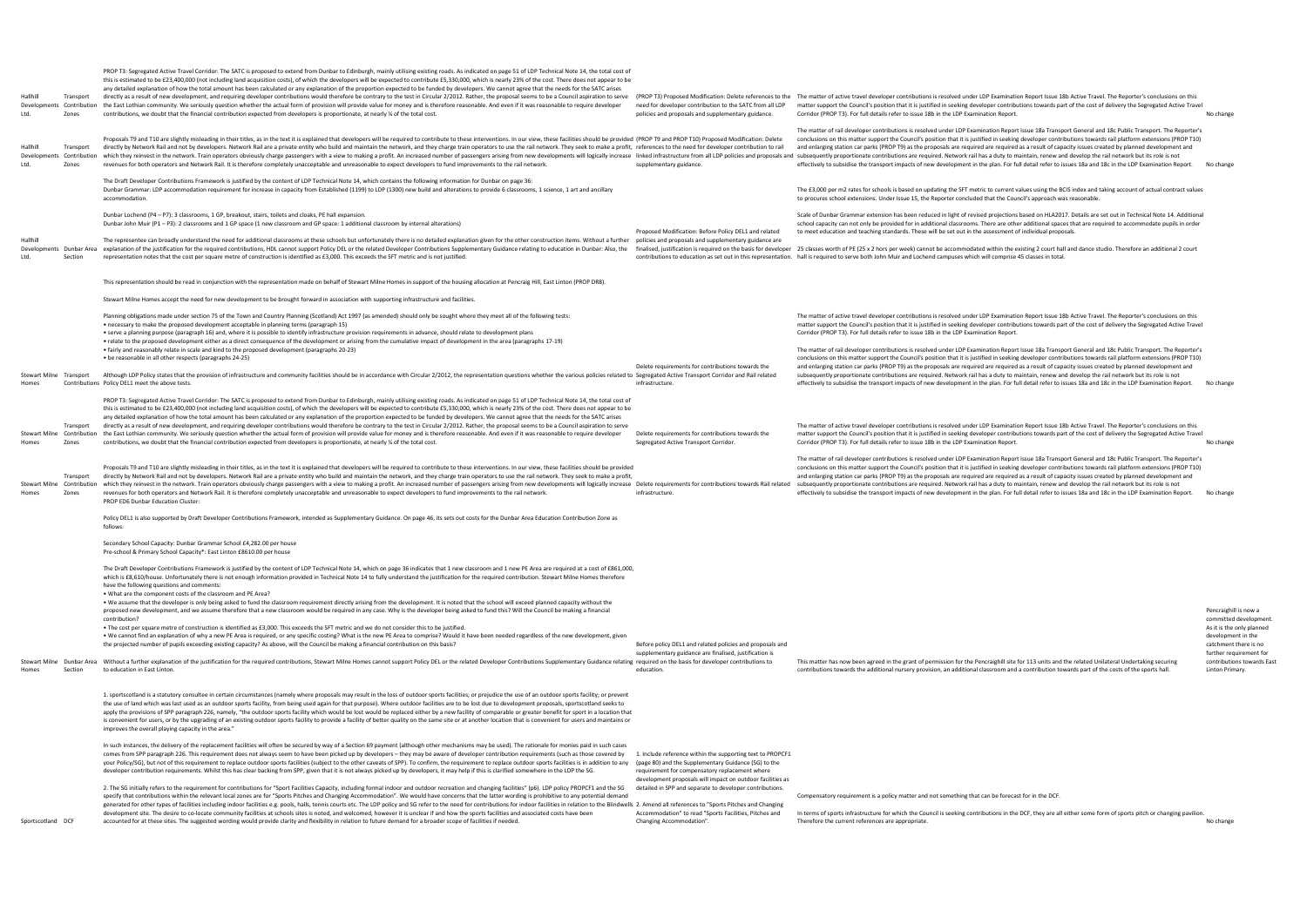| | | | | | |
|---|---|---|---|---|---|
| Hallhill Developments Ltd. | Transport Contribution Zones | PROP T3: Segregated Active Travel Corridor: The SATC is proposed to extend from Dunbar to Edinburgh, mainly utilising existing roads. As indicated on page 51 of LDP Technical Note 14, the total cost of this is estimated to be £23,400,000 (not including land acquisition costs), of which the developers will be expected to contribute £5,330,000, which is nearly 23% of the cost. There does not appear to be any detailed explanation of how the total amount has been calculated or any explanation of the proportion expected to be funded by developers. We cannot agree that the needs for the SATC arises directly as a result of new development, and requiring developer contributions would therefore be contrary to the test in Circular 2/2012. Rather, the proposal seems to be a Council aspiration to serve the East Lothian community. We seriously question whether the actual form of provision will provide value for money and is therefore reasonable. And even if it was reasonable to require developer contributions, we doubt that the financial contribution expected from developers is proportionate, at nearly ¼ of the total cost. | (PROP T3) Proposed Modification: Delete references to the need for developer contribution to the SATC from all LDP policies and proposals and supplementary guidance. | The matter of active travel developer contributions is resolved under LDP Examination Report Issue 18b Active Travel. The Reporter's conclusions on this matter support the Council's position that it is justified in seeking developer contributions towards part of the cost of delivery the Segregated Active Travel Corridor (PROP T3). For full details refer to issue 18b in the LDP Examination Report. | No change |
| Hallhill Developments Ltd. | Transport Contribution Zones | Proposals T9 and T10 are slightly misleading in their titles, as in the text it is explained that developers will be required to contribute to these interventions. In our view, these facilities should be provided directly by Network Rail and not by developers. Network Rail are a private entity who build and maintain the network, and they charge train operators to use the rail network. They seek to make a profit, which they reinvest in the network. Train operators obviously charge passengers with a view to making a profit. An increased number of passengers arising from new developments will logically increase revenues for both operators and Network Rail. It is therefore completely unacceptable and unreasonable to expect developers to fund improvements to the rail network. | (PROP T9 and PROP T10) Proposed Modification: Delete references to the need for developer contribution to rail linked infrastructure from all LDP policies and proposals and supplementary guidance. | The matter of rail developer contributions is resolved under LDP Examination Report Issue 18a Transport General and 18c Public Transport. The Reporter's conclusions on this matter support the Council's position that it is justified in seeking developer contributions towards rail platform extensions (PROP T10) and enlarging station car parks (PROP T9) as the proposals are required are required as a result of capacity issues created by planned development and subsequently proportionate contributions are required. Network rail has a duty to maintain, renew and develop the rail network but its role is not effectively to subsidise the transport impacts of new development in the plan. For full detail refer to issues 18a and 18c in the LDP Examination Report. | No change |
| Hallhill Developments Ltd. | Dunbar Area Section | The Draft Developer Contributions Framework is justified by the content of LDP Technical Note 14, which contains the following information for Dunbar on page 36:<br>Dunbar Grammar: LDP accommodation requirement for increase in capacity from Established (1199) to LDP (1300) new build and alterations to provide 6 classrooms, 1 science, 1 art and ancillary accommodation.<br>Dunbar Lochend (P4 – P7): 3 classrooms, 1 GP, breakout, stairs, toilets and cloaks, PE hall expansion.<br>Dunbar John Muir (P1 – P3): 2 classrooms and 1 GP space (1 new classroom and GP space: 1 additional classroom by internal alterations)<br>The representee can broadly understand the need for additional classrooms at these schools but unfortunately there is no detailed explanation given for the other construction items. Without a further explanation of the justification for the required contributions, HDL cannot support Policy DEL or the related Developer Contributions Supplementary Guidance relating to education in Dunbar: Also, the representation notes that the cost per square metre of construction is identified as £3,000. This exceeds the SFT metric and is not justified. | Proposed Modification: Before Policy DEL1 and related policies and proposals and supplementary guidance are finalised, justification is required on the basis for developer contributions to education as set out in this representation. | The £3,000 per m2 rates for schools is based on updating the SFT metric to current values using the BCIS index and taking account of actual contract values to procures school extensions. Under Issue 15, the Reporter concluded that the Council's approach was reasonable.<br>Scale of Dunbar Grammar extension has been reduced in light of revised projections based on HLA2017. Details are set out in Technical Note 14. Additional school capacity can not only be provided for in additional classrooms. There are other additional spaces that are required to accommodate pupils in order to meet education and teaching standards. These will be set out in the assessment of individual proposals.<br>25 classes worth of PE (25 x 2 hrs per week) cannot be accommodated within the existing 2 court hall and dance studio. Therefore an additional 2 court hall is required to serve both John Muir and Lochend campuses which will comprise 45 classes in total. | |
| Stewart Milne Homes | Transport Contributions | This representation should be read in conjunction with the representation made on behalf of Stewart Milne Homes in support of the housing allocation at Pencraig Hill, East Linton (PROP DR8).<br>Stewart Milne Homes accept the need for new development to be brought forward in association with supporting infrastructure and facilities.<br>Planning obligations made under section 75 of the Town and Country Planning (Scotland) Act 1997 (as amended) should only be sought where they meet all of the following tests:<br>• necessary to make the proposed development acceptable in planning terms (paragraph 15)<br>• serve a planning purpose (paragraph 16) and, where it is possible to identify infrastructure provision requirements in advance, should relate to development plans<br>• relate to the proposed development either as a direct consequence of the development or arising from the cumulative impact of development in the area (paragraphs 17-19)<br>• fairly and reasonably relate in scale and kind to the proposed development (paragraphs 20-23)<br>• be reasonable in all other respects (paragraphs 24-25)<br>Although LDP Policy states that the provision of infrastructure and community facilities should be in accordance with Circular 2/2012, the representation questions whether the various policies related to Policy DEL1 meet the above tests. | Delete requirements for contributions towards the Segregated Active Transport Corridor and Rail related infrastructure. | The matter of active travel developer contributions is resolved under LDP Examination Report Issue 18b Active Travel. The Reporter's conclusions on this matter support the Council's position that it is justified in seeking developer contributions towards part of the cost of delivery the Segregated Active Travel Corridor (PROP T3). For full details refer to issue 18b in the LDP Examination Report.<br>The matter of rail developer contributions is resolved under LDP Examination Report Issue 18a Transport General and 18c Public Transport. The Reporter's conclusions on this matter support the Council's position that it is justified in seeking developer contributions towards rail platform extensions (PROP T10) and enlarging station car parks (PROP T9) as the proposals are required are required as a result of capacity issues created by planned development and subsequently proportionate contributions are required. Network rail has a duty to maintain, renew and develop the rail network but its role is not effectively to subsidise the transport impacts of new development in the plan. For full detail refer to issues 18a and 18c in the LDP Examination Report. | No change |
| Stewart Milne Homes | Transport Contribution Zones | PROP T3: Segregated Active Travel Corridor: The SATC is proposed to extend from Dunbar to Edinburgh, mainly utilising existing roads. As indicated on page 51 of LDP Technical Note 14, the total cost of this is estimated to be £23,400,000 (not including land acquisition costs), of which the developers will be expected to contribute £5,330,000, which is nearly 23% of the cost. There does not appear to be any detailed explanation of how the total amount has been calculated or any explanation of the proportion expected to be funded by developers. We cannot agree that the needs for the SATC arises directly as a result of new development, and requiring developer contributions would therefore be contrary to the test in Circular 2/2012. Rather, the proposal seems to be a Council aspiration to serve the East Lothian community. We seriously question whether the actual form of provision will provide value for money and is therefore reasonable. And even if it was reasonable to require developer contributions, we doubt that the financial contribution expected from developers is proportionate, at nearly ¼ of the total cost. | Delete requirements for contributions towards the Segregated Active Transport Corridor. | The matter of active travel developer contributions is resolved under LDP Examination Report Issue 18b Active Travel. The Reporter's conclusions on this matter support the Council's position that it is justified in seeking developer contributions towards part of the cost of delivery the Segregated Active Travel Corridor (PROP T3). For full details refer to issue 18b in the LDP Examination Report. | No change |
| Stewart Milne Homes | Transport Contribution Zones | Proposals T9 and T10 are slightly misleading in their titles, as in the text it is explained that developers will be required to contribute to these interventions. In our view, these facilities should be provided directly by Network Rail and not by developers. Network Rail are a private entity who build and maintain the network, and they charge train operators to use the rail network. They seek to make a profit, which they reinvest in the network. Train operators obviously charge passengers with a view to making a profit. An increased number of passengers arising from new developments will logically increase revenues for both operators and Network Rail. It is therefore completely unacceptable and unreasonable to expect developers to fund improvements to the rail network.<br>PROP ED6 Dunbar Education Cluster: | Delete requirements for contributions towards Rail related infrastructure. | The matter of rail developer contributions is resolved under LDP Examination Report Issue 18a Transport General and 18c Public Transport. The Reporter's conclusions on this matter support the Council's position that it is justified in seeking developer contributions towards rail platform extensions (PROP T10) and enlarging station car parks (PROP T9) as the proposals are required are required as a result of capacity issues created by planned development and subsequently proportionate contributions are required. Network rail has a duty to maintain, renew and develop the rail network but its role is not effectively to subsidise the transport impacts of new development in the plan. For full detail refer to issues 18a and 18c in the LDP Examination Report. | No change |
| Stewart Milne Homes | Dunbar Area Section | Policy DEL1 is also supported by Draft Developer Contributions Framework, intended as Supplementary Guidance. On page 46, its sets out costs for the Dunbar Area Education Contribution Zone as follows:<br>Secondary School Capacity: Dunbar Grammar School £4,282.00 per house<br>Pre-school & Primary School Capacity*: East Linton £8610.00 per house<br>The Draft Developer Contributions Framework is justified by the content of LDP Technical Note 14, which on page 36 indicates that 1 new classroom and 1 new PE Area are required at a cost of £861,000, which is £8,610/house. Unfortunately there is not enough information provided in Technical Note 14 to fully understand the justification for the required contribution. Stewart Milne Homes therefore have the following questions and comments:<br>• What are the component costs of the classroom and PE Area?<br>• We assume that the developer is only being asked to fund the classroom requirement directly arising from the development. It is noted that the school will exceed planned capacity without the proposed new development, and we assume therefore that a new classroom would be required in any case. Why is the developer being asked to fund this? Will the Council be making a financial contribution?<br>• The cost per square metre of construction is identified as £3,000. This exceeds the SFT metric and we do not consider this to be justified.<br>• We cannot find an explanation of why a new PE Area is required, or any specific costing? What is the new PE Area to comprise? Would it have been needed regardless of the new development, given the projected number of pupils exceeding existing capacity? As above, will the Council be making a financial contribution on this basis?<br>Without a further explanation of the justification for the required contributions, Stewart Milne Homes cannot support Policy DEL or the related Developer Contributions Supplementary Guidance relating to education in East Linton. | Before policy DEL1 and related policies and proposals and supplementary guidance are finalised, justification is required on the basis for developer contributions to education. | This matter has now been agreed in the grant of permission for the Pencraighill site for 113 units and the related Unilateral Undertaking securing contributions towards the additional nursery provision, an additional classroom and a contribution towards part of the costs of the sports hall. | Pencraighill is now a committed development. As it is the only planned development in the catchment there is no further requirement for contributions towards East Linton Primary. |
| Sportscotland | DCF | 1. sportscotland is a statutory consultee in certain circumstances (namely where proposals may result in the loss of outdoor sports facilities; or prejudice the use of an outdoor sports facility; or prevent the use of land which was last used as an outdoor sports facility, from being used again for that purpose). Where outdoor facilities are to be lost due to development proposals, sportscotland seeks to apply the provisions of SPP paragraph 226, namely, "the outdoor sports facility which would be lost would be replaced either by a new facility of comparable or greater benefit for sport in a location that is convenient for users, or by the upgrading of an existing outdoor sports facility to provide a facility of better quality on the same site or at another location that is convenient for users and maintains or improves the overall playing capacity in the area."<br>In such instances, the delivery of the replacement facilities will often be secured by way of a Section 69 payment (although other mechanisms may be used). The rationale for monies paid in such cases comes from SPP paragraph 226. This requirement does not always seem to have been picked up by developers – they may be aware of developer contribution requirements (such as those covered by your Policy/SG), but not of this requirement to replace outdoor sports facilities (subject to the other caveats of SPP). To confirm, the requirement to replace outdoor sports facilities is in addition to any developer contribution requirements. Whilst this has clear backing from SPP, given that it is not always picked up by developers, it may help if this is clarified somewhere in the LDP the SG.<br>2. The SG initially refers to the requirement for contributions for "Sport Facilities Capacity, including formal indoor and outdoor recreation and changing facilities" (p6). LDP policy PROPCF1 and the SG specify that contributions within the relevant local zones are for "Sports Pitches and Changing Accommodation". We would have concerns that the latter wording is prohibitive to any potential demand generated for other types of facilities including indoor facilities e.g. pools, halls, tennis courts etc. The LDP policy and SG refer to the need for contributions for indoor facilities in relation to the Blindwells development site. The desire to co-locate community facilities at schools sites is noted, and welcomed, however it is unclear if and how the sports facilities and associated costs have been accounted for at these sites. The suggested wording would provide clarity and flexibility in relation to future demand for a broader scope of facilities if needed. | 1. Include reference within the supporting text to PROPCF1 (page 80) and the Supplementary Guidance (SG) to the requirement for compensatory replacement where development proposals will impact on outdoor facilities as detailed in SPP and separate to developer contributions.<br>2. Amend all references to "Sports Pitches and Changing Accommodation" to read "Sports Facilities, Pitches and Changing Accommodation". | Compensatory requirement is a policy matter and not something that can be forecast for in the DCF.<br>In terms of sports infrastructure for which the Council is seeking contributions in the DCF, they are all either some form of sports pitch or changing pavilion. Therefore the current references are appropriate. | No change |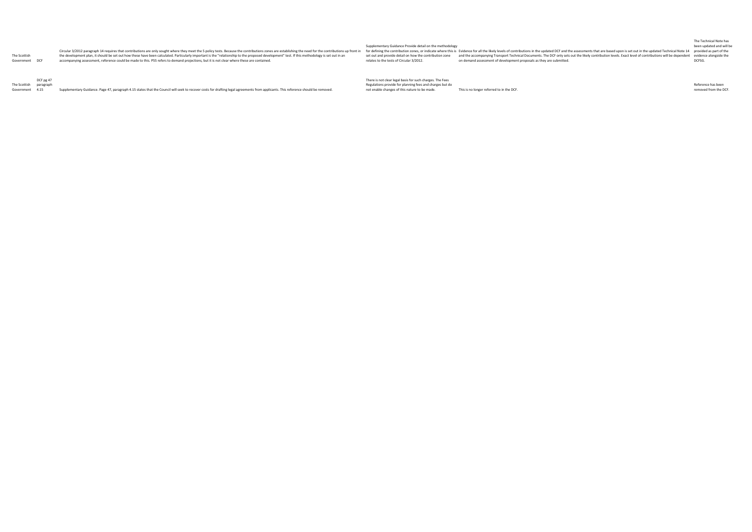| | | | | | |
|---|---|---|---|---|---|
| The Scottish Government | DCF | Circular 3/2012 paragraph 14 requires that contributions are only sought where they meet the 5 policy tests. Because the contributions zones are establishing the need for the contributions up front in the development plan, it should be set out how these have been calculated. Particularly important is the "relationship to the proposed development" test. If this methodology is set out in an accompanying assessment, reference could be made to this. P55 refers to demand projections, but it is not clear where these are contained. | Supplementary Guidance Provide detail on the methodology for defining the contribution zones, or indicate where this is set out and provide detail on how the contribution zone relates to the tests of Circular 3/2012. | Evidence for all the likely levels of contributions in the updated DCF and the assessments that are based upon is set out in the updated Technical Note 14 and the accompanying Transport Technical Documents. The DCF only sets out the likely contribution levels. Exact level of contributions will be dependent on demand assessment of development proposals as they are submitted. | The Technical Note has been updated and will be provided as part of the evidence alongside the DCFSG. |
| The Scottish Government | DCF pg 47 paragraph 4.15 | Supplementary Guidance. Page 47, paragraph 4.15 states that the Council will seek to recover costs for drafting legal agreements from applicants. This reference should be removed. | There is not clear legal basis for such charges. The Fees Regulations provide for planning fees and charges but do not enable changes of this nature to be made. | This is no longer referred to in the DCF. | Reference has been removed from the DCF. |